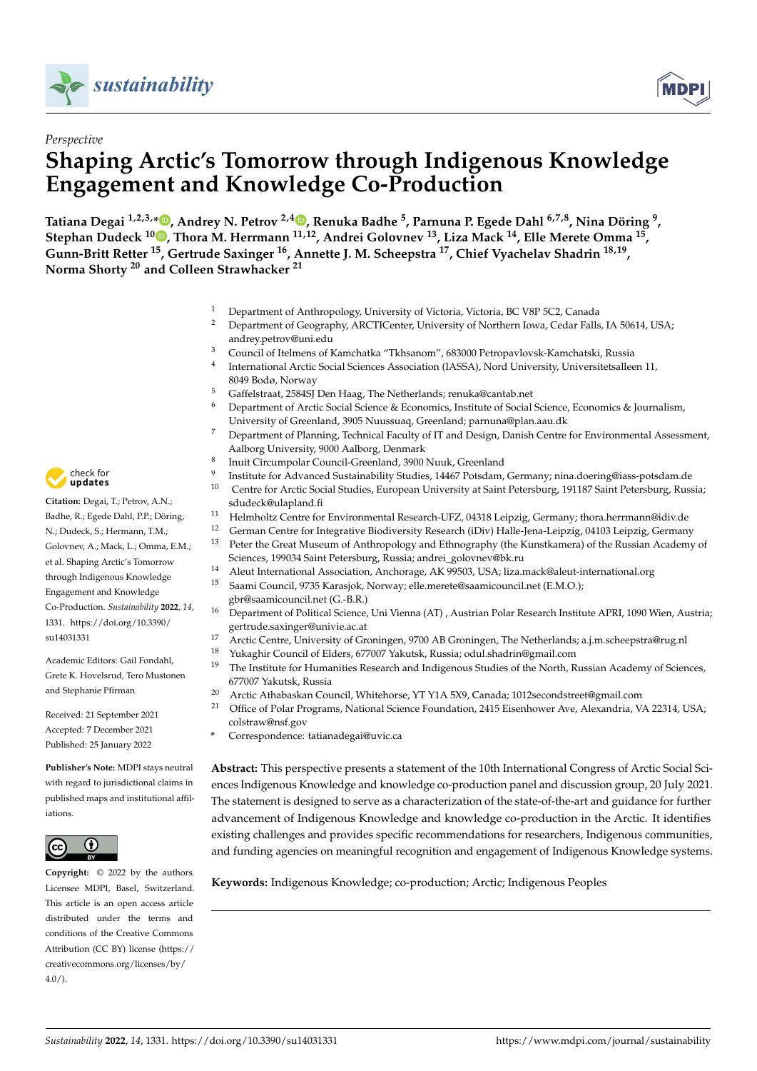*Perspective*

# Shaping Arctic's Tomorrow through Indigenous Knowledge Engagement and Knowledge Co-Production

**Tatiana Degai [1,2,3,*], Andrey N. Petrov [2,4], Renuka Badhe [5], Parnuna P. Egede Dahl [6,7,8], Nina Döring [9], Stephan Dudeck [10], Thora M. Herrmann [11,12], Andrei Golovnev [13], Liza Mack [14], Elle Merete Omma [15], Gunn-Britt Retter [15], Gertrude Saxinger [16], Annette J. M. Scheepstra [17], Chief Vyachelav Shadrin [18,19], Norma Shorty [20] and Colleen Strawhacker [21]**

1. Department of Anthropology, University of Victoria, Victoria, BC V8P 5C2, Canada
2. Department of Geography, ARCTICenter, University of Northern Iowa, Cedar Falls, IA 50614, USA; andrey.petrov@uni.edu
3. Council of Itelmens of Kamchatka "Tkhsanom", 683000 Petropavlovsk-Kamchatski, Russia
4. International Arctic Social Sciences Association (IASSA), Nord University, Universitetsalleen 11, 8049 Bodø, Norway
5. Gaffelstraat, 2584SJ Den Haag, The Netherlands; renuka@cantab.net
6. Department of Arctic Social Science & Economics, Institute of Social Science, Economics & Journalism, University of Greenland, 3905 Nuussuaq, Greenland; parnuna@plan.aau.dk
7. Department of Planning, Technical Faculty of IT and Design, Danish Centre for Environmental Assessment, Aalborg University, 9000 Aalborg, Denmark
8. Inuit Circumpolar Council-Greenland, 3900 Nuuk, Greenland
9. Institute for Advanced Sustainability Studies, 14467 Potsdam, Germany; nina.doering@iass-potsdam.de
10. Centre for Arctic Social Studies, European University at Saint Petersburg, 191187 Saint Petersburg, Russia; sdudeck@ulapland.fi
11. Helmholtz Centre for Environmental Research-UFZ, 04318 Leipzig, Germany; thora.herrmann@idiv.de
12. German Centre for Integrative Biodiversity Research (iDiv) Halle-Jena-Leipzig, 04103 Leipzig, Germany
13. Peter the Great Museum of Anthropology and Ethnography (the Kunstkamera) of the Russian Academy of Sciences, 199034 Saint Petersburg, Russia; andrei_golovnev@bk.ru
14. Aleut International Association, Anchorage, AK 99503, USA; liza.mack@aleut-international.org
15. Saami Council, 9735 Karasjok, Norway; elle.merete@saamicouncil.net (E.M.O.); gbr@saamicouncil.net (G.-B.R.)
16. Department of Political Science, Uni Vienna (AT) , Austrian Polar Research Institute APRI, 1090 Wien, Austria; gertrude.saxinger@univie.ac.at
17. Arctic Centre, University of Groningen, 9700 AB Groningen, The Netherlands; a.j.m.scheepstra@rug.nl
18. Yukaghir Council of Elders, 677007 Yakutsk, Russia; odul.shadrin@gmail.com
19. The Institute for Humanities Research and Indigenous Studies of the North, Russian Academy of Sciences, 677007 Yakutsk, Russia
20. Arctic Athabaskan Council, Whitehorse, YT Y1A 5X9, Canada; 1012secondstreet@gmail.com
21. Office of Polar Programs, National Science Foundation, 2415 Eisenhower Ave, Alexandria, VA 22314, USA; colstraw@nsf.gov

\* Correspondence: tatianadegai@uvic.ca

**Citation:** Degai, T.; Petrov, A.N.; Badhe, R.; Egede Dahl, P.P.; Döring, N.; Dudeck, S.; Hermann, T.M.; Golovnev, A.; Mack, L.; Omma, E.M.; et al. Shaping Arctic's Tomorrow through Indigenous Knowledge Engagement and Knowledge Co-Production. *Sustainability* **2022**, *14*, 1331. https://doi.org/10.3390/su14031331

Academic Editors: Gail Fondahl, Grete K. Hovelsrud, Tero Mustonen and Stephanie Pfirman

Received: 21 September 2021
Accepted: 7 December 2021
Published: 25 January 2022

**Publisher's Note:** MDPI stays neutral with regard to jurisdictional claims in published maps and institutional affiliations.

**Copyright:** © 2022 by the authors. Licensee MDPI, Basel, Switzerland. This article is an open access article distributed under the terms and conditions of the Creative Commons Attribution (CC BY) license (https://creativecommons.org/licenses/by/4.0/).

**Abstract:** This perspective presents a statement of the 10th International Congress of Arctic Social Sciences Indigenous Knowledge and knowledge co-production panel and discussion group, 20 July 2021. The statement is designed to serve as a characterization of the state-of-the-art and guidance for further advancement of Indigenous Knowledge and knowledge co-production in the Arctic. It identifies existing challenges and provides specific recommendations for researchers, Indigenous communities, and funding agencies on meaningful recognition and engagement of Indigenous Knowledge systems.

**Keywords:** Indigenous Knowledge; co-production; Arctic; Indigenous Peoples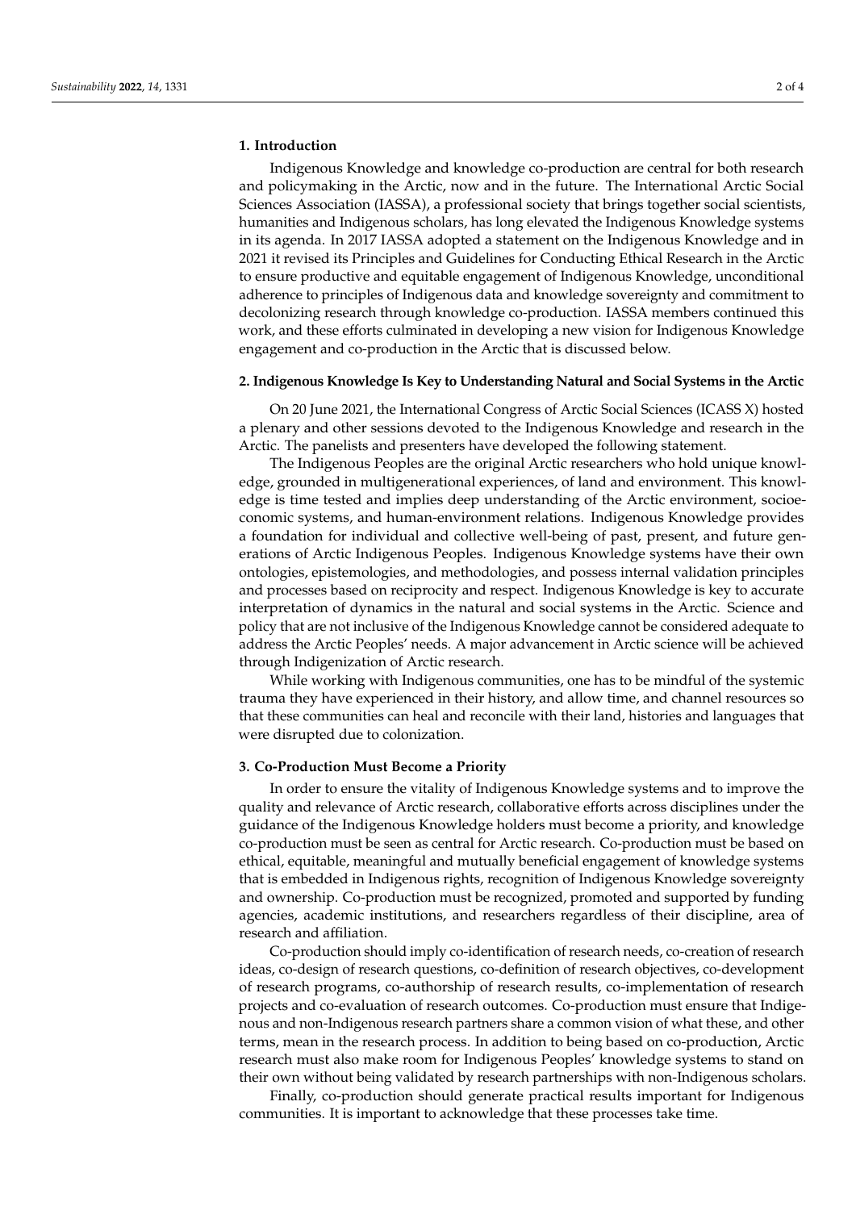## 1. Introduction

Indigenous Knowledge and knowledge co-production are central for both research and policymaking in the Arctic, now and in the future. The International Arctic Social Sciences Association (IASSA), a professional society that brings together social scientists, humanities and Indigenous scholars, has long elevated the Indigenous Knowledge systems in its agenda. In 2017 IASSA adopted a statement on the Indigenous Knowledge and in 2021 it revised its Principles and Guidelines for Conducting Ethical Research in the Arctic to ensure productive and equitable engagement of Indigenous Knowledge, unconditional adherence to principles of Indigenous data and knowledge sovereignty and commitment to decolonizing research through knowledge co-production. IASSA members continued this work, and these efforts culminated in developing a new vision for Indigenous Knowledge engagement and co-production in the Arctic that is discussed below.

## 2. Indigenous Knowledge Is Key to Understanding Natural and Social Systems in the Arctic

On 20 June 2021, the International Congress of Arctic Social Sciences (ICASS X) hosted a plenary and other sessions devoted to the Indigenous Knowledge and research in the Arctic. The panelists and presenters have developed the following statement.

The Indigenous Peoples are the original Arctic researchers who hold unique knowledge, grounded in multigenerational experiences, of land and environment. This knowledge is time tested and implies deep understanding of the Arctic environment, socioeconomic systems, and human-environment relations. Indigenous Knowledge provides a foundation for individual and collective well-being of past, present, and future generations of Arctic Indigenous Peoples. Indigenous Knowledge systems have their own ontologies, epistemologies, and methodologies, and possess internal validation principles and processes based on reciprocity and respect. Indigenous Knowledge is key to accurate interpretation of dynamics in the natural and social systems in the Arctic. Science and policy that are not inclusive of the Indigenous Knowledge cannot be considered adequate to address the Arctic Peoples' needs. A major advancement in Arctic science will be achieved through Indigenization of Arctic research.

While working with Indigenous communities, one has to be mindful of the systemic trauma they have experienced in their history, and allow time, and channel resources so that these communities can heal and reconcile with their land, histories and languages that were disrupted due to colonization.

## 3. Co-Production Must Become a Priority

In order to ensure the vitality of Indigenous Knowledge systems and to improve the quality and relevance of Arctic research, collaborative efforts across disciplines under the guidance of the Indigenous Knowledge holders must become a priority, and knowledge co-production must be seen as central for Arctic research. Co-production must be based on ethical, equitable, meaningful and mutually beneficial engagement of knowledge systems that is embedded in Indigenous rights, recognition of Indigenous Knowledge sovereignty and ownership. Co-production must be recognized, promoted and supported by funding agencies, academic institutions, and researchers regardless of their discipline, area of research and affiliation.

Co-production should imply co-identification of research needs, co-creation of research ideas, co-design of research questions, co-definition of research objectives, co-development of research programs, co-authorship of research results, co-implementation of research projects and co-evaluation of research outcomes. Co-production must ensure that Indigenous and non-Indigenous research partners share a common vision of what these, and other terms, mean in the research process. In addition to being based on co-production, Arctic research must also make room for Indigenous Peoples' knowledge systems to stand on their own without being validated by research partnerships with non-Indigenous scholars.

Finally, co-production should generate practical results important for Indigenous communities. It is important to acknowledge that these processes take time.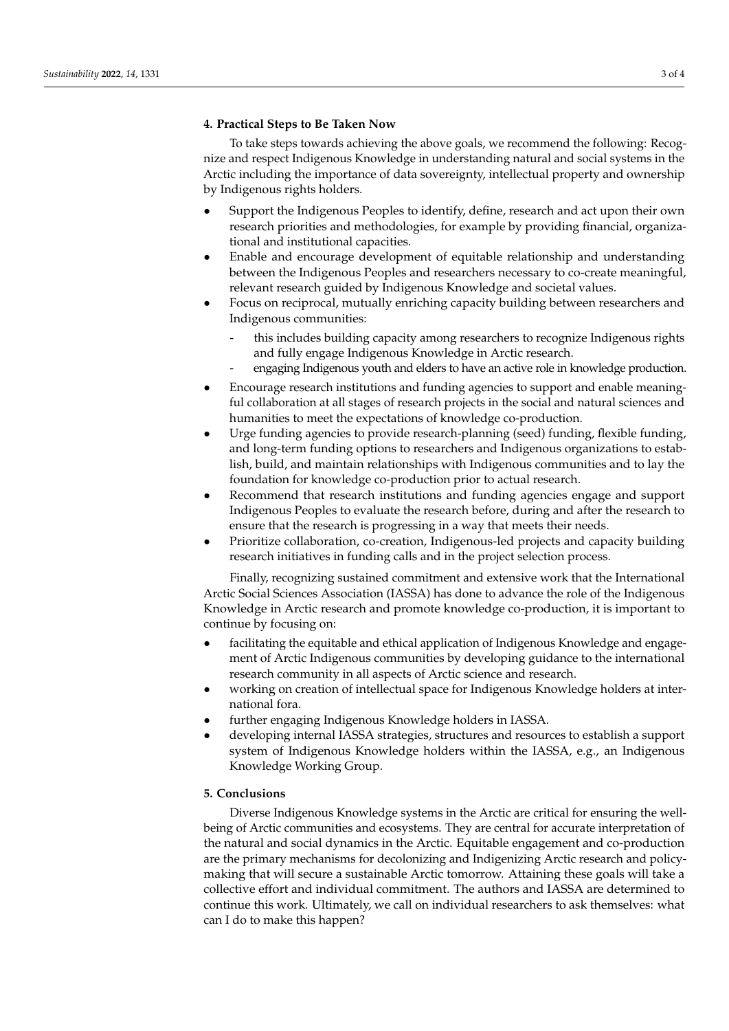## 4. Practical Steps to Be Taken Now

To take steps towards achieving the above goals, we recommend the following: Recognize and respect Indigenous Knowledge in understanding natural and social systems in the Arctic including the importance of data sovereignty, intellectual property and ownership by Indigenous rights holders.

- Support the Indigenous Peoples to identify, define, research and act upon their own research priorities and methodologies, for example by providing financial, organizational and institutional capacities.
- Enable and encourage development of equitable relationship and understanding between the Indigenous Peoples and researchers necessary to co-create meaningful, relevant research guided by Indigenous Knowledge and societal values.
- Focus on reciprocal, mutually enriching capacity building between researchers and Indigenous communities:
  - this includes building capacity among researchers to recognize Indigenous rights and fully engage Indigenous Knowledge in Arctic research.
  - engaging Indigenous youth and elders to have an active role in knowledge production.
- Encourage research institutions and funding agencies to support and enable meaningful collaboration at all stages of research projects in the social and natural sciences and humanities to meet the expectations of knowledge co-production.
- Urge funding agencies to provide research-planning (seed) funding, flexible funding, and long-term funding options to researchers and Indigenous organizations to establish, build, and maintain relationships with Indigenous communities and to lay the foundation for knowledge co-production prior to actual research.
- Recommend that research institutions and funding agencies engage and support Indigenous Peoples to evaluate the research before, during and after the research to ensure that the research is progressing in a way that meets their needs.
- Prioritize collaboration, co-creation, Indigenous-led projects and capacity building research initiatives in funding calls and in the project selection process.

Finally, recognizing sustained commitment and extensive work that the International Arctic Social Sciences Association (IASSA) has done to advance the role of the Indigenous Knowledge in Arctic research and promote knowledge co-production, it is important to continue by focusing on:

- facilitating the equitable and ethical application of Indigenous Knowledge and engagement of Arctic Indigenous communities by developing guidance to the international research community in all aspects of Arctic science and research.
- working on creation of intellectual space for Indigenous Knowledge holders at international fora.
- further engaging Indigenous Knowledge holders in IASSA.
- developing internal IASSA strategies, structures and resources to establish a support system of Indigenous Knowledge holders within the IASSA, e.g., an Indigenous Knowledge Working Group.

## 5. Conclusions

Diverse Indigenous Knowledge systems in the Arctic are critical for ensuring the well-being of Arctic communities and ecosystems. They are central for accurate interpretation of the natural and social dynamics in the Arctic. Equitable engagement and co-production are the primary mechanisms for decolonizing and Indigenizing Arctic research and policy-making that will secure a sustainable Arctic tomorrow. Attaining these goals will take a collective effort and individual commitment. The authors and IASSA are determined to continue this work. Ultimately, we call on individual researchers to ask themselves: what can I do to make this happen?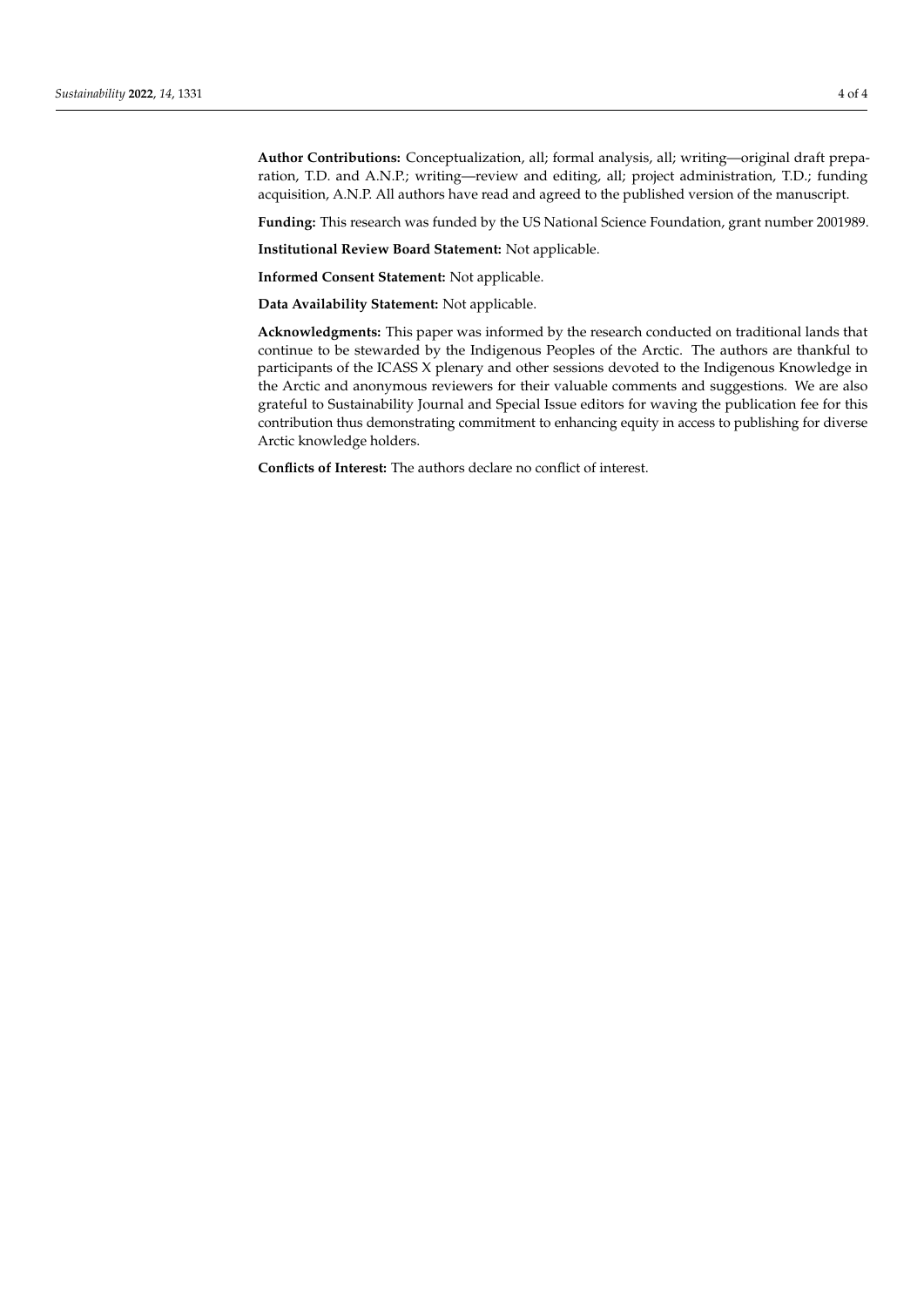**Author Contributions:** Conceptualization, all; formal analysis, all; writing—original draft preparation, T.D. and A.N.P.; writing—review and editing, all; project administration, T.D.; funding acquisition, A.N.P. All authors have read and agreed to the published version of the manuscript.

**Funding:** This research was funded by the US National Science Foundation, grant number 2001989.

**Institutional Review Board Statement:** Not applicable.

**Informed Consent Statement:** Not applicable.

**Data Availability Statement:** Not applicable.

**Acknowledgments:** This paper was informed by the research conducted on traditional lands that continue to be stewarded by the Indigenous Peoples of the Arctic. The authors are thankful to participants of the ICASS X plenary and other sessions devoted to the Indigenous Knowledge in the Arctic and anonymous reviewers for their valuable comments and suggestions. We are also grateful to Sustainability Journal and Special Issue editors for waving the publication fee for this contribution thus demonstrating commitment to enhancing equity in access to publishing for diverse Arctic knowledge holders.

**Conflicts of Interest:** The authors declare no conflict of interest.